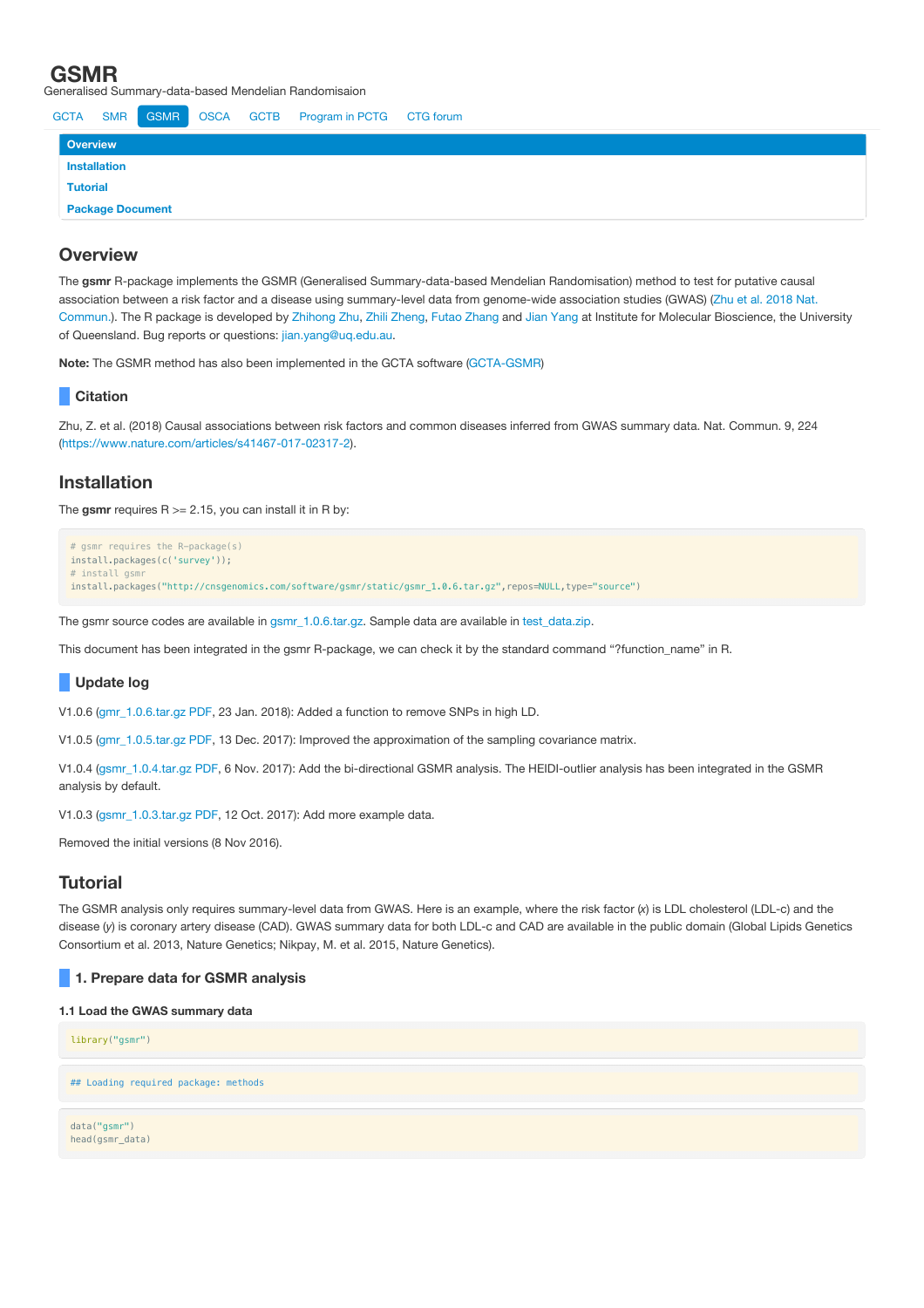# GSMR

Generalised Summary-data-based Mendelian Randomisaion

GCTA SMR GSMR OSCA GCTB Program in PCTG CTG forum

- Overview
- Installation
- Tutorial
- Package Document

## Overview

The **gsmr** R-package implements the GSMR (Generalised Summary-data-based Mendelian Randomisation) method to test for putative causal association between a risk factor and a disease using summary-level data from genome-wide association studies (GWAS) (Zhu et al. 2018 Nat. Commun.). The R package is developed by Zhihong Zhu, Zhili Zheng, Futao Zhang and Jian Yang at Institute for Molecular Bioscience, the University of Queensland. Bug reports or questions: jian.yang@uq.edu.au.

**Note:** The GSMR method has also been implemented in the GCTA software (GCTA-GSMR)

### Citation

Zhu, Z. et al. (2018) Causal associations between risk factors and common diseases inferred from GWAS summary data. Nat. Commun. 9, 224 (https://www.nature.com/articles/s41467-017-02317-2).

## Installation

The **gsmr** requires R >= 2.15, you can install it in R by:

```
# gsmr requires the R-package(s)
install.packages(c('survey'));
# install gsmr
install.packages("http://cnsgenomics.com/software/gsmr/static/gsmr_1.0.6.tar.gz",repos=NULL,type="source")
```

The gsmr source codes are available in gsmr_1.0.6.tar.gz. Sample data are available in test_data.zip.

This document has been integrated in the gsmr R-package, we can check it by the standard command "?function_name" in R.

### Update log

V1.0.6 (gmr_1.0.6.tar.gz PDF, 23 Jan. 2018): Added a function to remove SNPs in high LD.

V1.0.5 (gmr_1.0.5.tar.gz PDF, 13 Dec. 2017): Improved the approximation of the sampling covariance matrix.

V1.0.4 (gsmr_1.0.4.tar.gz PDF, 6 Nov. 2017): Add the bi-directional GSMR analysis. The HEIDI-outlier analysis has been integrated in the GSMR analysis by default.

V1.0.3 (gsmr_1.0.3.tar.gz PDF, 12 Oct. 2017): Add more example data.

Removed the initial versions (8 Nov 2016).

## Tutorial

The GSMR analysis only requires summary-level data from GWAS. Here is an example, where the risk factor ($x$) is LDL cholesterol (LDL-c) and the disease ($y$) is coronary artery disease (CAD). GWAS summary data for both LDL-c and CAD are available in the public domain (Global Lipids Genetics Consortium et al. 2013, Nature Genetics; Nikpay, M. et al. 2015, Nature Genetics).

### 1. Prepare data for GSMR analysis

#### 1.1 Load the GWAS summary data

```
library("gsmr")
```

```
## Loading required package: methods
```

```
data("gsmr")
head(gsmr_data)
```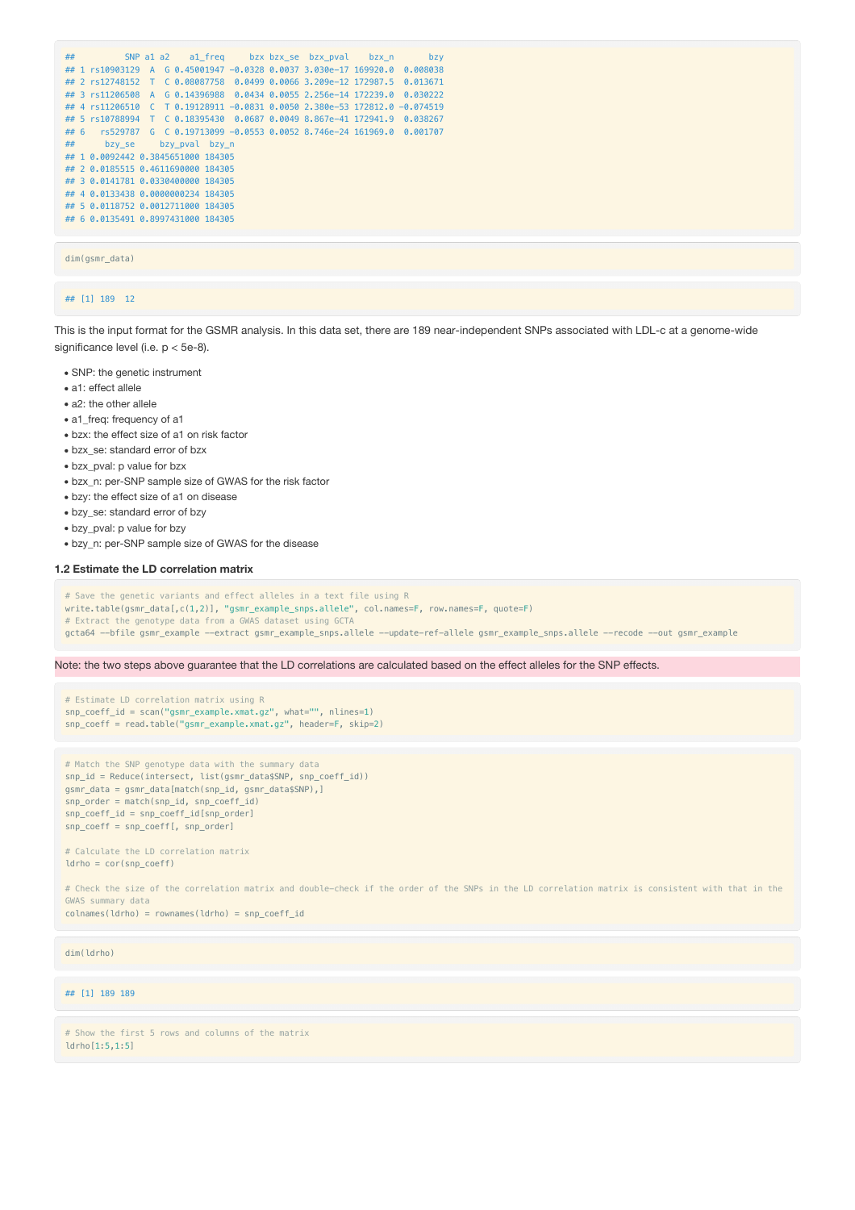```
##          SNP a1 a2    a1_freq     bzx bzx_se  bzx_pval    bzx_n       bzy
## 1 rs10903129  A  G 0.45001947 -0.0328 0.0037 3.030e-17 169920.0  0.008038
## 2 rs12748152  T  C 0.08087758  0.0499 0.0066 3.209e-12 172987.5  0.013671
## 3 rs11206508  A  G 0.14396988  0.0434 0.0055 2.256e-14 172239.0  0.030222
## 4 rs11206510  C  T 0.19128911 -0.0831 0.0050 2.380e-53 172812.0 -0.074519
## 5 rs10788994  T  C 0.18395430  0.0687 0.0049 8.867e-41 172941.9  0.038267
## 6   rs529787  G  C 0.19713099 -0.0553 0.0052 8.746e-24 161969.0  0.001707
##      bzy_se     bzy_pval  bzy_n
## 1 0.0092442 0.3845651000 184305
## 2 0.0185515 0.4611690000 184305
## 3 0.0141781 0.0330400000 184305
## 4 0.0133438 0.0000000234 184305
## 5 0.0118752 0.0012711000 184305
## 6 0.0135491 0.8997431000 184305
```

```
dim(gsmr_data)
```

```
## [1] 189  12
```

This is the input format for the GSMR analysis. In this data set, there are 189 near-independent SNPs associated with LDL-c at a genome-wide significance level (i.e. p < 5e-8).

- SNP: the genetic instrument
- a1: effect allele
- a2: the other allele
- a1_freq: frequency of a1
- bzx: the effect size of a1 on risk factor
- bzx_se: standard error of bzx
- bzx_pval: p value for bzx
- bzx_n: per-SNP sample size of GWAS for the risk factor
- bzy: the effect size of a1 on disease
- bzy_se: standard error of bzy
- bzy_pval: p value for bzy
- bzy_n: per-SNP sample size of GWAS for the disease

### 1.2 Estimate the LD correlation matrix

```
# Save the genetic variants and effect alleles in a text file using R
write.table(gsmr_data[,c(1,2)], "gsmr_example_snps.allele", col.names=F, row.names=F, quote=F)
# Extract the genotype data from a GWAS dataset using GCTA
gcta64 --bfile gsmr_example --extract gsmr_example_snps.allele --update-ref-allele gsmr_example_snps.allele --recode --out gsmr_example
```

Note: the two steps above guarantee that the LD correlations are calculated based on the effect alleles for the SNP effects.

```
# Estimate LD correlation matrix using R
snp_coeff_id = scan("gsmr_example.xmat.gz", what="", nlines=1)
snp_coeff = read.table("gsmr_example.xmat.gz", header=F, skip=2)
```

```
# Match the SNP genotype data with the summary data
snp_id = Reduce(intersect, list(gsmr_data$SNP, snp_coeff_id))
gsmr_data = gsmr_data[match(snp_id, gsmr_data$SNP),]
snp_order = match(snp_id, snp_coeff_id)
snp_coeff_id = snp_coeff_id[snp_order]
snp_coeff = snp_coeff[, snp_order]

# Calculate the LD correlation matrix
ldrho = cor(snp_coeff)

# Check the size of the correlation matrix and double-check if the order of the SNPs in the LD correlation matrix is consistent with that in the GWAS summary data
colnames(ldrho) = rownames(ldrho) = snp_coeff_id
```

```
dim(ldrho)
```

```
## [1] 189 189
```

```
# Show the first 5 rows and columns of the matrix
ldrho[1:5,1:5]
```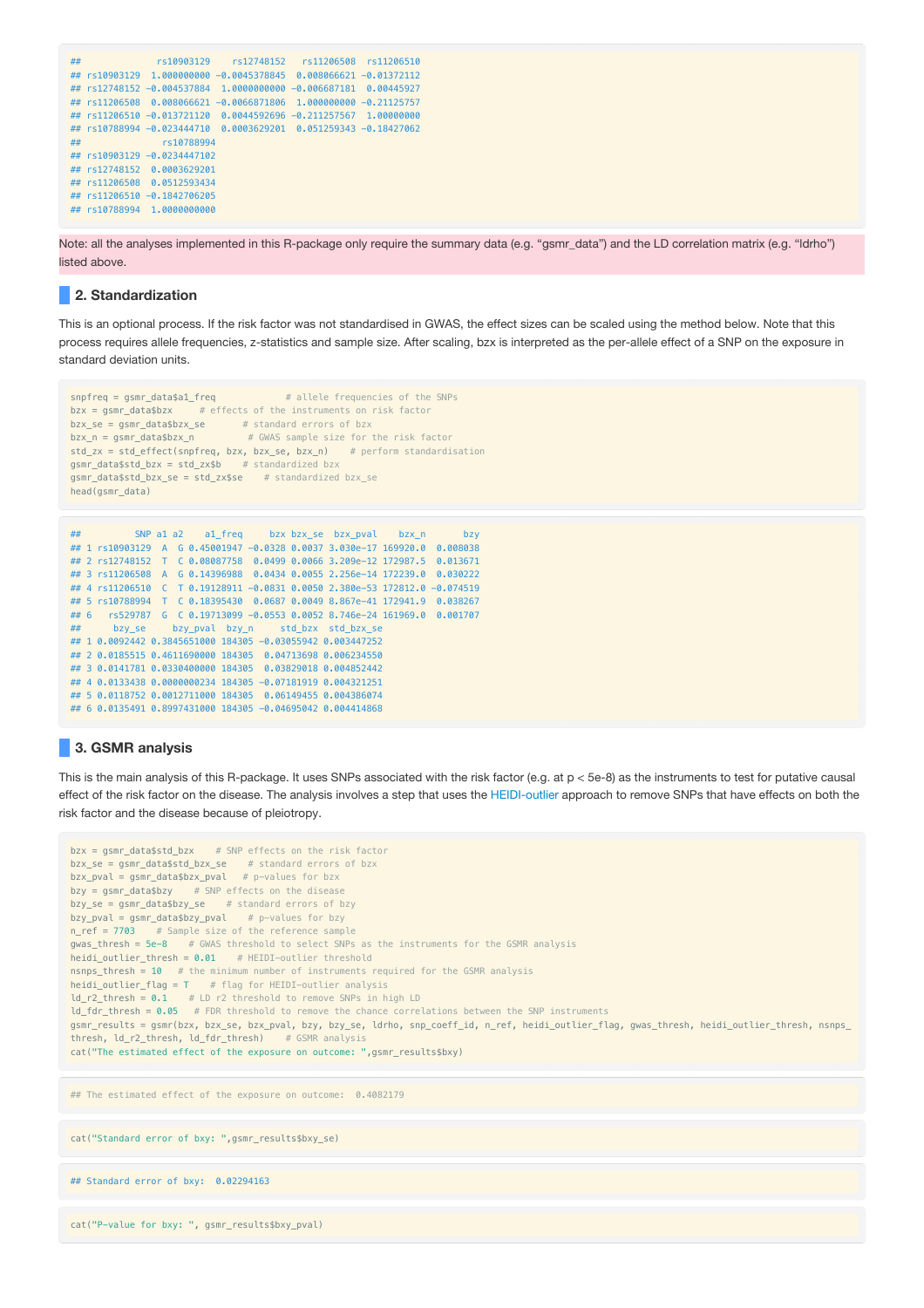```
##              rs10903129    rs12748152   rs11206508  rs11206510
## rs10903129  1.000000000 -0.0045378845  0.008066621 -0.01372112
## rs12748152 -0.004537884  1.0000000000 -0.006687181  0.00445927
## rs11206508  0.008066621 -0.0066871806  1.000000000 -0.21125757
## rs11206510 -0.013721120  0.0044592696 -0.211257567  1.00000000
## rs10788994 -0.023444710  0.0003629201  0.051259343 -0.18427062
##               rs10788994
## rs10903129 -0.0234447102
## rs12748152  0.0003629201
## rs11206508  0.0512593434
## rs11206510 -0.1842706205
## rs10788994  1.0000000000
```

Note: all the analyses implemented in this R-package only require the summary data (e.g. "gsmr_data") and the LD correlation matrix (e.g. "ldrho") listed above.

## 2. Standardization

This is an optional process. If the risk factor was not standardised in GWAS, the effect sizes can be scaled using the method below. Note that this process requires allele frequencies, z-statistics and sample size. After scaling, bzx is interpreted as the per-allele effect of a SNP on the exposure in standard deviation units.

```
snpfreq = gsmr_data$a1_freq             # allele frequencies of the SNPs
bzx = gsmr_data$bzx     # effects of the instruments on risk factor
bzx_se = gsmr_data$bzx_se       # standard errors of bzx
bzx_n = gsmr_data$bzx_n          # GWAS sample size for the risk factor
std_zx = std_effect(snpfreq, bzx, bzx_se, bzx_n)    # perform standardisation
gsmr_data$std_bzx = std_zx$b    # standardized bzx
gsmr_data$std_bzx_se = std_zx$se    # standardized bzx_se
head(gsmr_data)
```

```
##          SNP a1 a2    a1_freq     bzx bzx_se  bzx_pval    bzx_n       bzy
## 1 rs10903129  A  G 0.45001947 -0.0328 0.0037 3.030e-17 169920.0  0.008038
## 2 rs12748152  T  C 0.08087758  0.0499 0.0066 3.209e-12 172987.5  0.013671
## 3 rs11206508  A  G 0.14396988  0.0434 0.0055 2.256e-14 172239.0  0.030222
## 4 rs11206510  C  T 0.19128911 -0.0831 0.0050 2.380e-53 172812.0 -0.074519
## 5 rs10788994  T  C 0.18395430  0.0687 0.0049 8.867e-41 172941.9  0.038267
## 6   rs529787  G  C 0.19713099 -0.0553 0.0052 8.746e-24 161969.0  0.001707
##      bzy_se     bzy_pval  bzy_n     std_bzx  std_bzx_se
## 1 0.0092442 0.3845651000 184305 -0.03055942 0.003447252
## 2 0.0185515 0.4611690000 184305  0.04713698 0.006234550
## 3 0.0141781 0.0330400000 184305  0.03829018 0.004852442
## 4 0.0133438 0.0000000234 184305 -0.07181919 0.004321251
## 5 0.0118752 0.0012711000 184305  0.06149455 0.004386074
## 6 0.0135491 0.8997431000 184305 -0.04695042 0.004414868
```

## 3. GSMR analysis

This is the main analysis of this R-package. It uses SNPs associated with the risk factor (e.g. at p < 5e-8) as the instruments to test for putative causal effect of the risk factor on the disease. The analysis involves a step that uses the HEIDI-outlier approach to remove SNPs that have effects on both the risk factor and the disease because of pleiotropy.

```
bzx = gsmr_data$std_bzx    # SNP effects on the risk factor
bzx_se = gsmr_data$std_bzx_se    # standard errors of bzx
bzx_pval = gsmr_data$bzx_pval   # p-values for bzx
bzy = gsmr_data$bzy    # SNP effects on the disease
bzy_se = gsmr_data$bzy_se    # standard errors of bzy
bzy_pval = gsmr_data$bzy_pval    # p-values for bzy
n_ref = 7703    # Sample size of the reference sample
gwas_thresh = 5e-8    # GWAS threshold to select SNPs as the instruments for the GSMR analysis
heidi_outlier_thresh = 0.01    # HEIDI-outlier threshold
nsnps_thresh = 10   # the minimum number of instruments required for the GSMR analysis
heidi_outlier_flag = T    # flag for HEIDI-outlier analysis
ld_r2_thresh = 0.1    # LD r2 threshold to remove SNPs in high LD
ld_fdr_thresh = 0.05   # FDR threshold to remove the chance correlations between the SNP instruments
gsmr_results = gsmr(bzx, bzx_se, bzx_pval, bzy, bzy_se, ldrho, snp_coeff_id, n_ref, heidi_outlier_flag, gwas_thresh, heidi_outlier_thresh, nsnps_
thresh, ld_r2_thresh, ld_fdr_thresh)    # GSMR analysis
cat("The estimated effect of the exposure on outcome: ",gsmr_results$bxy)
```

```
## The estimated effect of the exposure on outcome:  0.4082179
```

```
cat("Standard error of bxy: ",gsmr_results$bxy_se)
```

```
## Standard error of bxy:  0.02294163
```

```
cat("P-value for bxy: ", gsmr_results$bxy_pval)
```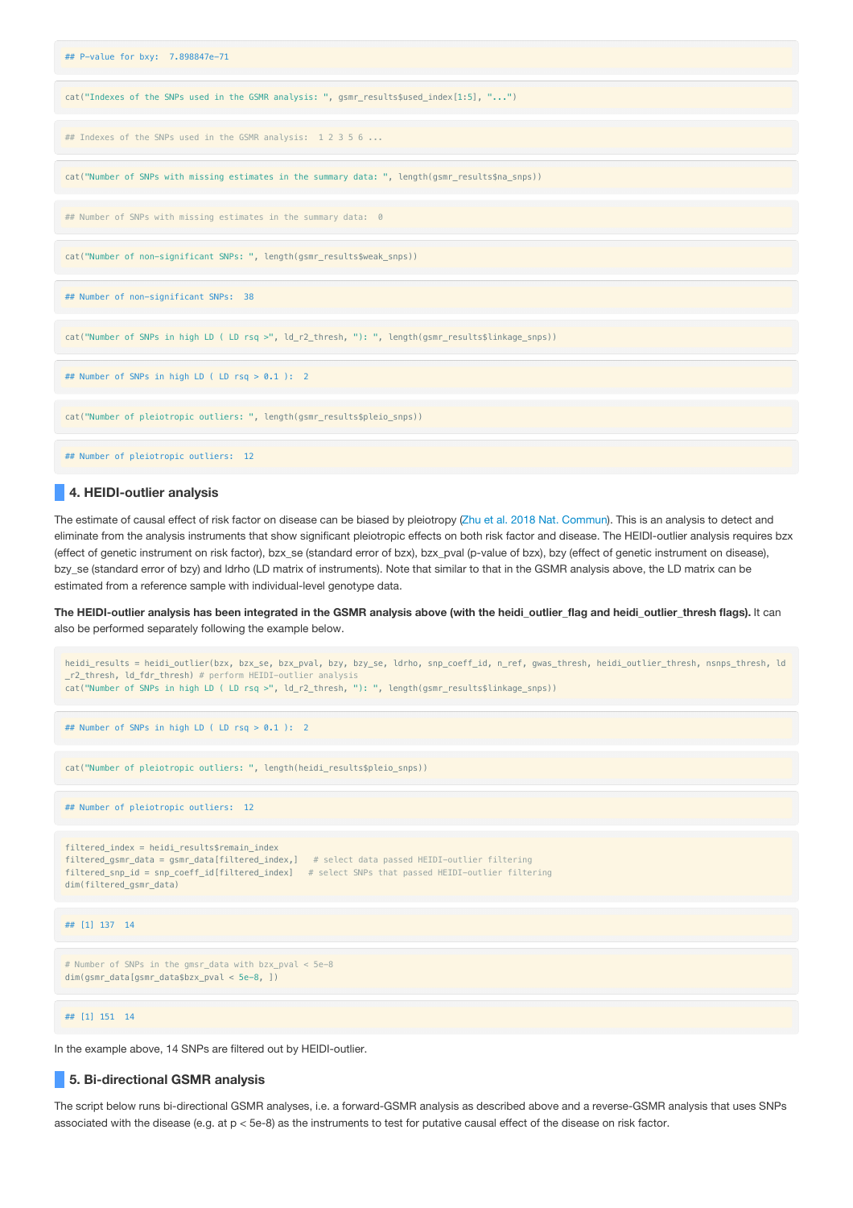```
## P-value for bxy:  7.898847e-71
```

```
cat("Indexes of the SNPs used in the GSMR analysis: ", gsmr_results$used_index[1:5], "...")
```

```
## Indexes of the SNPs used in the GSMR analysis:  1 2 3 5 6 ...
```

```
cat("Number of SNPs with missing estimates in the summary data: ", length(gsmr_results$na_snps))
```

```
## Number of SNPs with missing estimates in the summary data:  0
```

```
cat("Number of non-significant SNPs: ", length(gsmr_results$weak_snps))
```

```
## Number of non-significant SNPs:  38
```

```
cat("Number of SNPs in high LD ( LD rsq >", ld_r2_thresh, "): ", length(gsmr_results$linkage_snps))
```

```
## Number of SNPs in high LD ( LD rsq > 0.1 ):  2
```

```
cat("Number of pleiotropic outliers: ", length(gsmr_results$pleio_snps))
```

```
## Number of pleiotropic outliers:  12
```

## 4. HEIDI-outlier analysis

The estimate of causal effect of risk factor on disease can be biased by pleiotropy (Zhu et al. 2018 Nat. Commun). This is an analysis to detect and eliminate from the analysis instruments that show significant pleiotropic effects on both risk factor and disease. The HEIDI-outlier analysis requires bzx (effect of genetic instrument on risk factor), bzx_se (standard error of bzx), bzx_pval (p-value of bzx), bzy (effect of genetic instrument on disease), bzy_se (standard error of bzy) and ldrho (LD matrix of instruments). Note that similar to that in the GSMR analysis above, the LD matrix can be estimated from a reference sample with individual-level genotype data.

**The HEIDI-outlier analysis has been integrated in the GSMR analysis above (with the heidi_outlier_flag and heidi_outlier_thresh flags).** It can also be performed separately following the example below.

```
heidi_results = heidi_outlier(bzx, bzx_se, bzx_pval, bzy, bzy_se, ldrho, snp_coeff_id, n_ref, gwas_thresh, heidi_outlier_thresh, nsnps_thresh, ld
_r2_thresh, ld_fdr_thresh) # perform HEIDI-outlier analysis
cat("Number of SNPs in high LD ( LD rsq >", ld_r2_thresh, "): ", length(gsmr_results$linkage_snps))
```

```
## Number of SNPs in high LD ( LD rsq > 0.1 ):  2
```

```
cat("Number of pleiotropic outliers: ", length(heidi_results$pleio_snps))
```

```
## Number of pleiotropic outliers:  12
```

```
filtered_index = heidi_results$remain_index
filtered_gsmr_data = gsmr_data[filtered_index,]   # select data passed HEIDI-outlier filtering
filtered_snp_id = snp_coeff_id[filtered_index]   # select SNPs that passed HEIDI-outlier filtering
dim(filtered_gsmr_data)
```

```
## [1] 137  14
```

```
# Number of SNPs in the gmsr_data with bzx_pval < 5e-8
dim(gsmr_data[gsmr_data$bzx_pval < 5e-8, ])
```

```
## [1] 151  14
```

In the example above, 14 SNPs are filtered out by HEIDI-outlier.

## 5. Bi-directional GSMR analysis

The script below runs bi-directional GSMR analyses, i.e. a forward-GSMR analysis as described above and a reverse-GSMR analysis that uses SNPs associated with the disease (e.g. at $p < 5e-8$) as the instruments to test for putative causal effect of the disease on risk factor.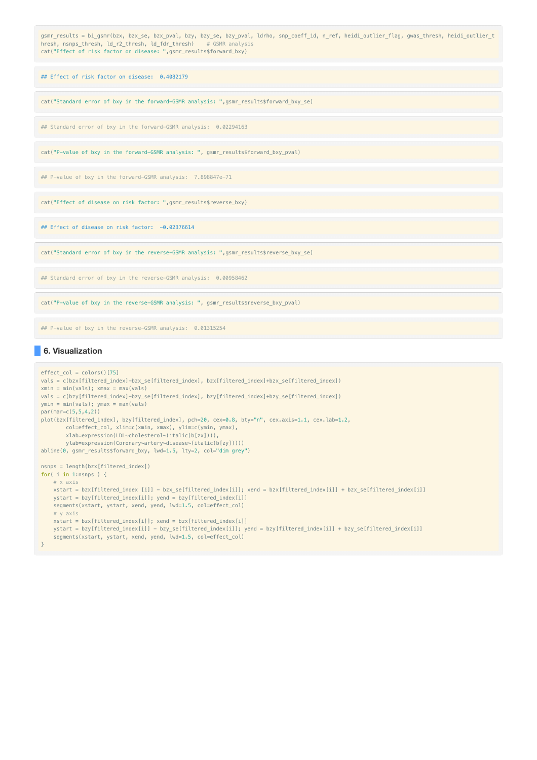```
gsmr_results = bi_gsmr(bzx, bzx_se, bzx_pval, bzy, bzy_se, bzy_pval, ldrho, snp_coeff_id, n_ref, heidi_outlier_flag, gwas_thresh, heidi_outlier_thresh, nsnps_thresh, ld_r2_thresh, ld_fdr_thresh)    # GSMR analysis
cat("Effect of risk factor on disease: ",gsmr_results$forward_bxy)
```

```
## Effect of risk factor on disease:  0.4082179
```

```
cat("Standard error of bxy in the forward-GSMR analysis: ",gsmr_results$forward_bxy_se)
```

```
## Standard error of bxy in the forward-GSMR analysis:  0.02294163
```

```
cat("P-value of bxy in the forward-GSMR analysis: ", gsmr_results$forward_bxy_pval)
```

```
## P-value of bxy in the forward-GSMR analysis:  7.898847e-71
```

```
cat("Effect of disease on risk factor: ",gsmr_results$reverse_bxy)
```

```
## Effect of disease on risk factor:  -0.02376614
```

```
cat("Standard error of bxy in the reverse-GSMR analysis: ",gsmr_results$reverse_bxy_se)
```

```
## Standard error of bxy in the reverse-GSMR analysis:  0.00958462
```

```
cat("P-value of bxy in the reverse-GSMR analysis: ", gsmr_results$reverse_bxy_pval)
```

```
## P-value of bxy in the reverse-GSMR analysis:  0.01315254
```

## 6. Visualization

```
effect_col = colors()[75]
vals = c(bzx[filtered_index]-bzx_se[filtered_index], bzx[filtered_index]+bzx_se[filtered_index])
xmin = min(vals); xmax = max(vals)
vals = c(bzy[filtered_index]-bzy_se[filtered_index], bzy[filtered_index]+bzy_se[filtered_index])
ymin = min(vals); ymax = max(vals)
par(mar=c(5,5,4,2))
plot(bzx[filtered_index], bzy[filtered_index], pch=20, cex=0.8, bty="n", cex.axis=1.1, cex.lab=1.2,
        col=effect_col, xlim=c(xmin, xmax), ylim=c(ymin, ymax),
        xlab=expression(LDL~cholesterol~(italic(b[zx]))),
        ylab=expression(Coronary~artery~disease~(italic(b[zy]))))
abline(0, gsmr_results$forward_bxy, lwd=1.5, lty=2, col="dim grey")

nsnps = length(bzx[filtered_index])
for( i in 1:nsnps ) {
    # x axis
    xstart = bzx[filtered_index [i]] - bzx_se[filtered_index[i]]; xend = bzx[filtered_index[i]] + bzx_se[filtered_index[i]]
    ystart = bzy[filtered_index[i]]; yend = bzy[filtered_index[i]]
    segments(xstart, ystart, xend, yend, lwd=1.5, col=effect_col)
    # y axis
    xstart = bzx[filtered_index[i]]; xend = bzx[filtered_index[i]]
    ystart = bzy[filtered_index[i]] - bzy_se[filtered_index[i]]; yend = bzy[filtered_index[i]] + bzy_se[filtered_index[i]]
    segments(xstart, ystart, xend, yend, lwd=1.5, col=effect_col)
}
```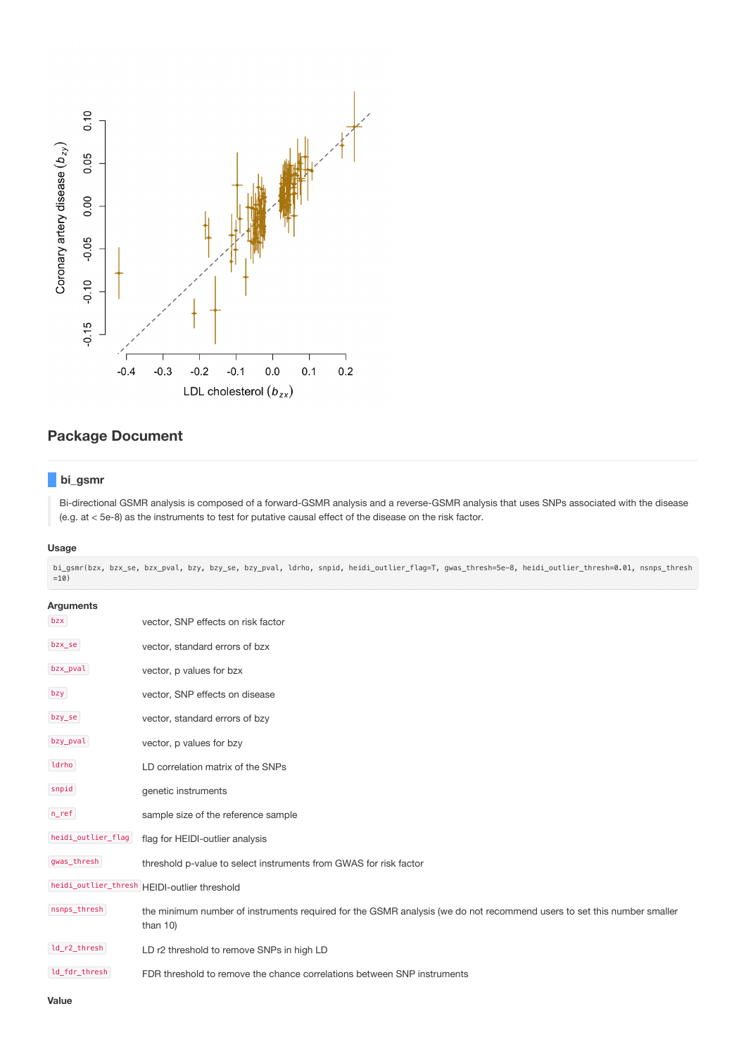## Package Document

### bi_gsmr

> Bi-directional GSMR analysis is composed of a forward-GSMR analysis and a reverse-GSMR analysis that uses SNPs associated with the disease (e.g. at < 5e-8) as the instruments to test for putative causal effect of the disease on the risk factor.

#### Usage

```
bi_gsmr(bzx, bzx_se, bzx_pval, bzy, bzy_se, bzy_pval, ldrho, snpid, heidi_outlier_flag=T, gwas_thresh=5e-8, heidi_outlier_thresh=0.01, nsnps_thresh=10)
```

#### Arguments

| | |
|---|---|
| `bzx` | vector, SNP effects on risk factor |
| `bzx_se` | vector, standard errors of bzx |
| `bzx_pval` | vector, p values for bzx |
| `bzy` | vector, SNP effects on disease |
| `bzy_se` | vector, standard errors of bzy |
| `bzy_pval` | vector, p values for bzy |
| `ldrho` | LD correlation matrix of the SNPs |
| `snpid` | genetic instruments |
| `n_ref` | sample size of the reference sample |
| `heidi_outlier_flag` | flag for HEIDI-outlier analysis |
| `gwas_thresh` | threshold p-value to select instruments from GWAS for risk factor |
| `heidi_outlier_thresh` | HEIDI-outlier threshold |
| `nsnps_thresh` | the minimum number of instruments required for the GSMR analysis (we do not recommend users to set this number smaller than 10) |
| `ld_r2_thresh` | LD r2 threshold to remove SNPs in high LD |
| `ld_fdr_thresh` | FDR threshold to remove the chance correlations between SNP instruments |

#### Value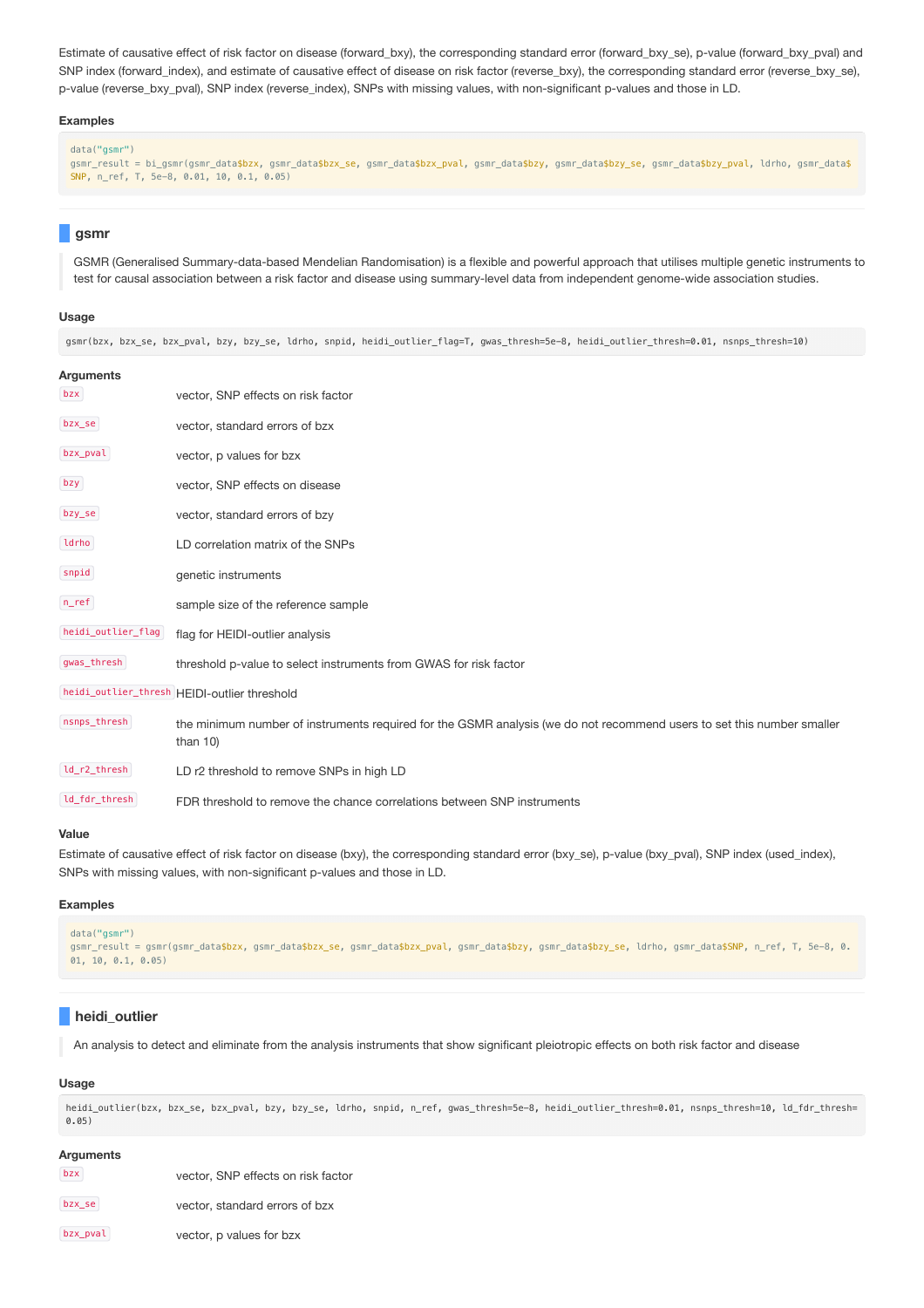Estimate of causative effect of risk factor on disease (forward_bxy), the corresponding standard error (forward_bxy_se), p-value (forward_bxy_pval) and SNP index (forward_index), and estimate of causative effect of disease on risk factor (reverse_bxy), the corresponding standard error (reverse_bxy_se), p-value (reverse_bxy_pval), SNP index (reverse_index), SNPs with missing values, with non-significant p-values and those in LD.

### Examples

```
data("gsmr")
gsmr_result = bi_gsmr(gsmr_data$bzx, gsmr_data$bzx_se, gsmr_data$bzx_pval, gsmr_data$bzy, gsmr_data$bzy_se, gsmr_data$bzy_pval, ldrho, gsmr_data$SNP, n_ref, T, 5e-8, 0.01, 10, 0.1, 0.05)
```

## gsmr

> GSMR (Generalised Summary-data-based Mendelian Randomisation) is a flexible and powerful approach that utilises multiple genetic instruments to test for causal association between a risk factor and disease using summary-level data from independent genome-wide association studies.

### Usage

```
gsmr(bzx, bzx_se, bzx_pval, bzy, bzy_se, ldrho, snpid, heidi_outlier_flag=T, gwas_thresh=5e-8, heidi_outlier_thresh=0.01, nsnps_thresh=10)
```

### Arguments

| | |
|---|---|
| `bzx` | vector, SNP effects on risk factor |
| `bzx_se` | vector, standard errors of bzx |
| `bzx_pval` | vector, p values for bzx |
| `bzy` | vector, SNP effects on disease |
| `bzy_se` | vector, standard errors of bzy |
| `ldrho` | LD correlation matrix of the SNPs |
| `snpid` | genetic instruments |
| `n_ref` | sample size of the reference sample |
| `heidi_outlier_flag` | flag for HEIDI-outlier analysis |
| `gwas_thresh` | threshold p-value to select instruments from GWAS for risk factor |
| `heidi_outlier_thresh` | HEIDI-outlier threshold |
| `nsnps_thresh` | the minimum number of instruments required for the GSMR analysis (we do not recommend users to set this number smaller than 10) |
| `ld_r2_thresh` | LD r2 threshold to remove SNPs in high LD |
| `ld_fdr_thresh` | FDR threshold to remove the chance correlations between SNP instruments |

### Value

Estimate of causative effect of risk factor on disease (bxy), the corresponding standard error (bxy_se), p-value (bxy_pval), SNP index (used_index), SNPs with missing values, with non-significant p-values and those in LD.

### Examples

```
data("gsmr")
gsmr_result = gsmr(gsmr_data$bzx, gsmr_data$bzx_se, gsmr_data$bzx_pval, gsmr_data$bzy, gsmr_data$bzy_se, ldrho, gsmr_data$SNP, n_ref, T, 5e-8, 0.01, 10, 0.1, 0.05)
```

## heidi_outlier

> An analysis to detect and eliminate from the analysis instruments that show significant pleiotropic effects on both risk factor and disease

### Usage

```
heidi_outlier(bzx, bzx_se, bzx_pval, bzy, bzy_se, ldrho, snpid, n_ref, gwas_thresh=5e-8, heidi_outlier_thresh=0.01, nsnps_thresh=10, ld_fdr_thresh=0.05)
```

### Arguments

| | |
|---|---|
| `bzx` | vector, SNP effects on risk factor |
| `bzx_se` | vector, standard errors of bzx |
| `bzx_pval` | vector, p values for bzx |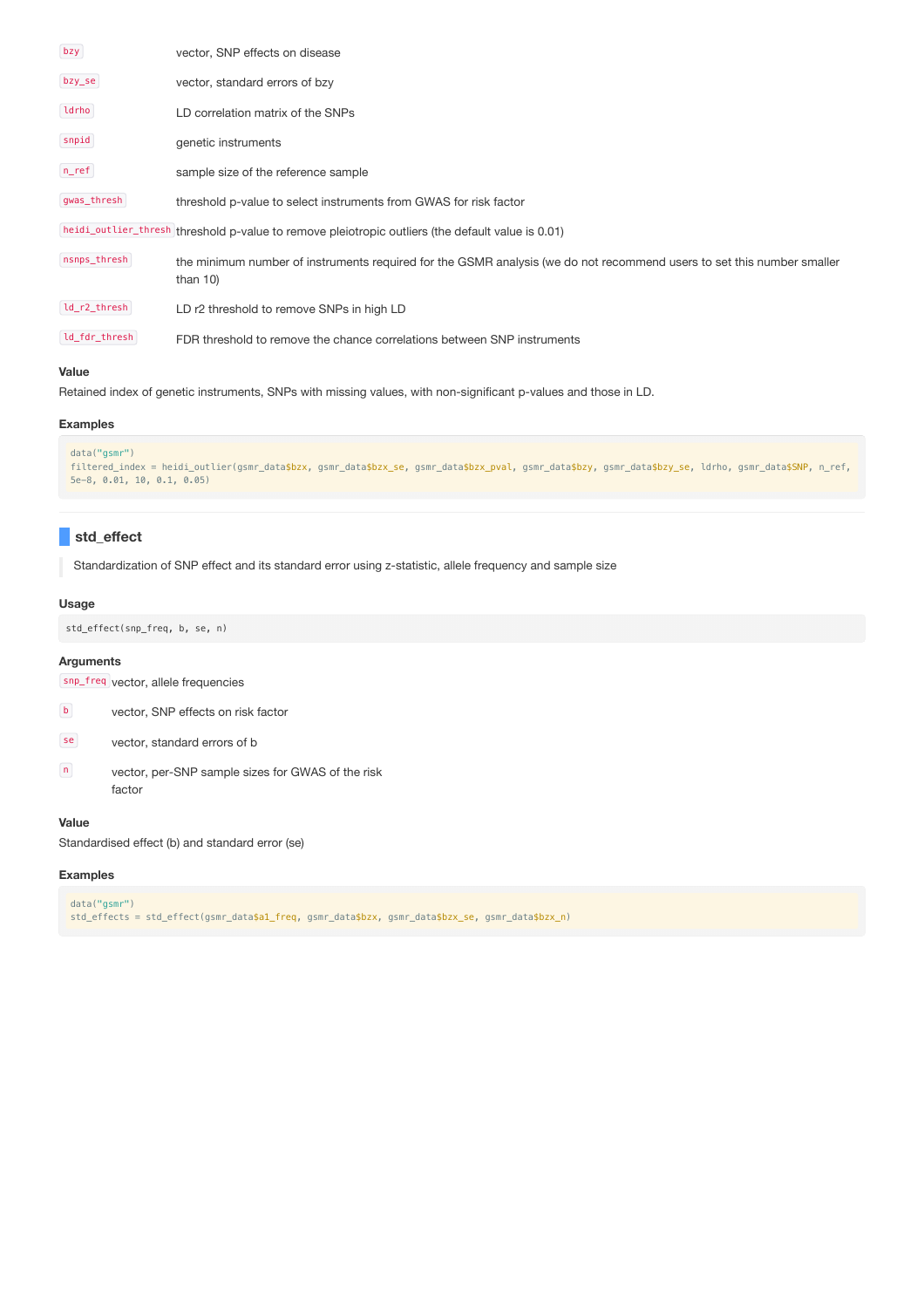| | |
|---|---|
| `bzy` | vector, SNP effects on disease |
| `bzy_se` | vector, standard errors of bzy |
| `ldrho` | LD correlation matrix of the SNPs |
| `snpid` | genetic instruments |
| `n_ref` | sample size of the reference sample |
| `gwas_thresh` | threshold p-value to select instruments from GWAS for risk factor |
| `heidi_outlier_thresh` | threshold p-value to remove pleiotropic outliers (the default value is 0.01) |
| `nsnps_thresh` | the minimum number of instruments required for the GSMR analysis (we do not recommend users to set this number smaller than 10) |
| `ld_r2_thresh` | LD r2 threshold to remove SNPs in high LD |
| `ld_fdr_thresh` | FDR threshold to remove the chance correlations between SNP instruments |

### Value

Retained index of genetic instruments, SNPs with missing values, with non-significant p-values and those in LD.

### Examples

```
data("gsmr")
filtered_index = heidi_outlier(gsmr_data$bzx, gsmr_data$bzx_se, gsmr_data$bzx_pval, gsmr_data$bzy, gsmr_data$bzy_se, ldrho, gsmr_data$SNP, n_ref,
5e-8, 0.01, 10, 0.1, 0.05)
```

## std_effect

Standardization of SNP effect and its standard error using z-statistic, allele frequency and sample size

### Usage

```
std_effect(snp_freq, b, se, n)
```

### Arguments

| | |
|---|---|
| `snp_freq` | vector, allele frequencies |
| `b` | vector, SNP effects on risk factor |
| `se` | vector, standard errors of b |
| `n` | vector, per-SNP sample sizes for GWAS of the risk factor |

### Value

Standardised effect (b) and standard error (se)

### Examples

```
data("gsmr")
std_effects = std_effect(gsmr_data$a1_freq, gsmr_data$bzx, gsmr_data$bzx_se, gsmr_data$bzx_n)
```